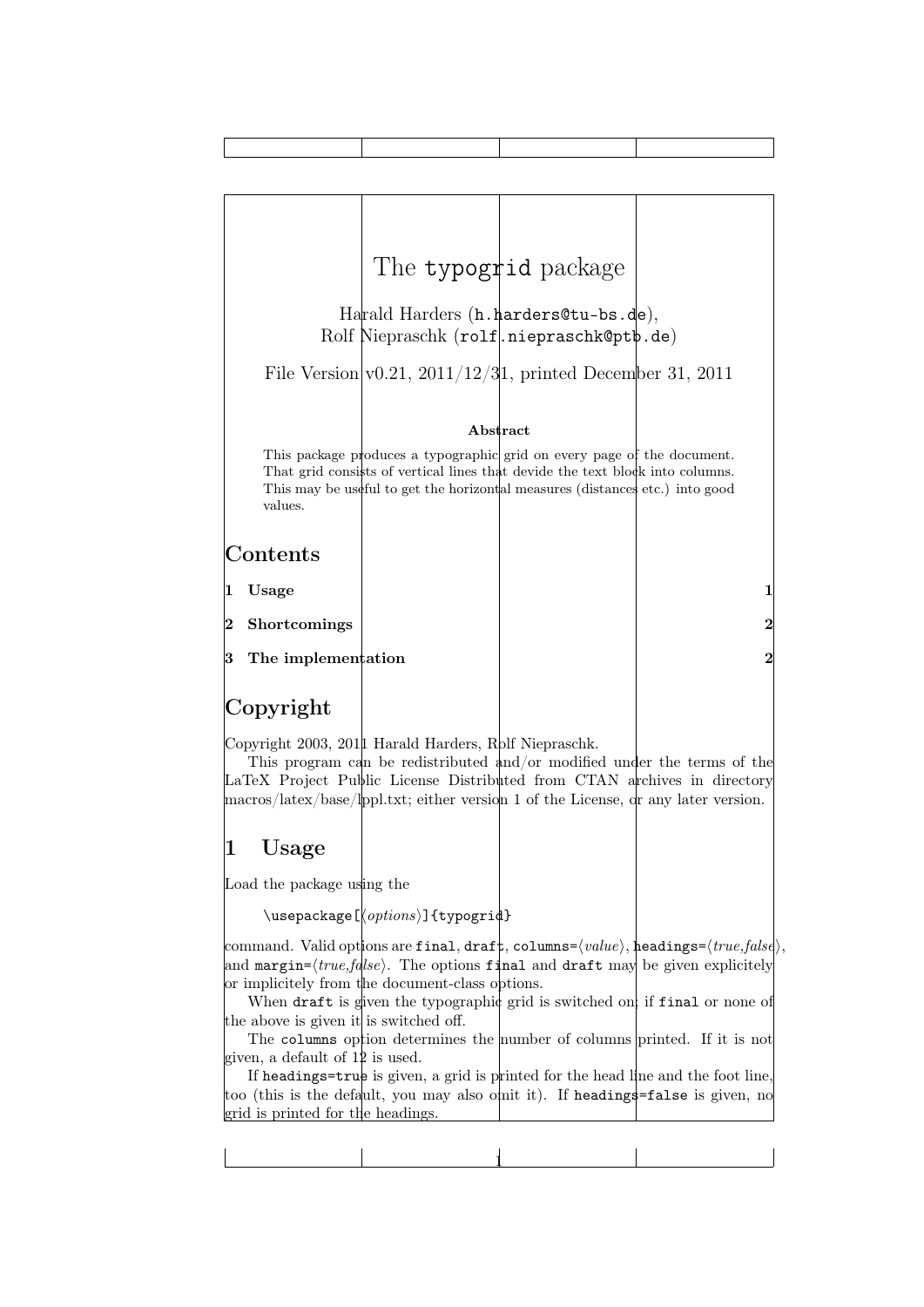# The `typogrid` package

Harald Harders (`h.harders@tu-bs.de`),
Rolf Niepraschk (`rolf.niepraschk@ptb.de`)

File Version v0.21, 2011/12/31, printed December 31, 2011

**Abstract**

This package produces a typographic grid on every page of the document. That grid consists of vertical lines that devide the text block into columns. This may be useful to get the horizontal measures (distances etc.) into good values.

## Contents

**1 Usage** **1**

**2 Shortcomings** **2**

**3 The implementation** **2**

## Copyright

Copyright 2003, 2011 Harald Harders, Rolf Niepraschk.

This program can be redistributed and/or modified under the terms of the LaTeX Project Public License Distributed from CTAN archives in directory macros/latex/base/lppl.txt; either version 1 of the License, or any later version.

## 1 Usage

Load the package using the

```
\usepackage[⟨options⟩]{typogrid}
```

command. Valid options are `final`, `draft`, `columns=`⟨*value*⟩, `headings=`⟨*true,false*⟩, and `margin=`⟨*true,false*⟩. The options `final` and `draft` may be given explicitely or implicitely from the document-class options.

When `draft` is given the typographic grid is switched on; if `final` or none of the above is given it is switched off.

The `columns` option determines the number of columns printed. If it is not given, a default of 12 is used.

If `headings=true` is given, a grid is printed for the head line and the foot line, too (this is the default, you may also omit it). If `headings=false` is given, no grid is printed for the headings.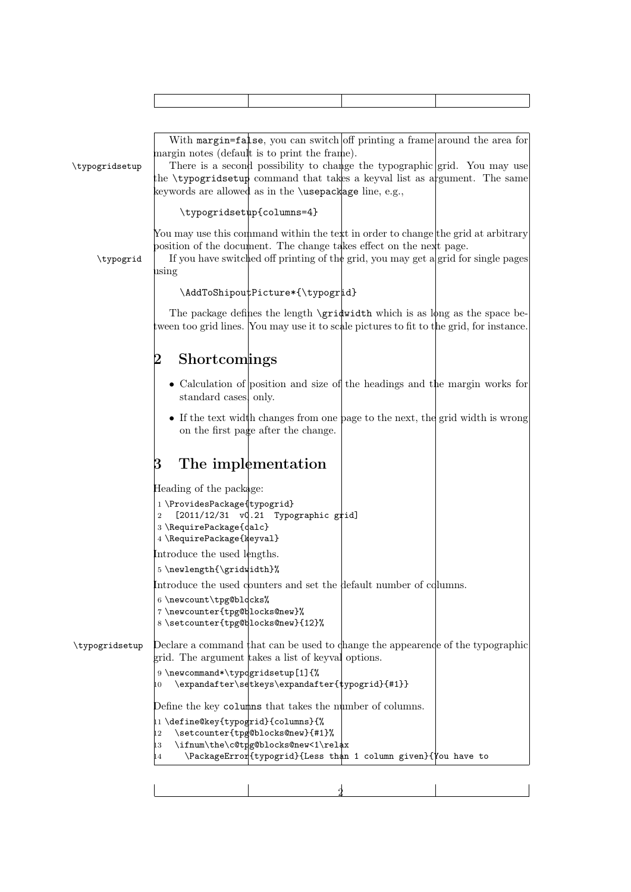With margin=false, you can switch off printing a frame around the area for margin notes (default is to print the frame).

\typogridsetup There is a second possibility to change the typographic grid. You may use the \typogridsetup command that takes a keyval list as argument. The same keywords are allowed as in the \usepackage line, e.g.,

```
\typogridsetup{columns=4}
```

You may use this command within the text in order to change the grid at arbitrary position of the document. The change takes effect on the next page.

\typogrid If you have switched off printing of the grid, you may get a grid for single pages using

```
\AddToShipoutPicture*{\typogrid}
```

The package defines the length \gridwidth which is as long as the space between too grid lines. You may use it to scale pictures to fit to the grid, for instance.

# 2 Shortcomings

- Calculation of position and size of the headings and the margin works for standard cases only.
- If the text width changes from one page to the next, the grid width is wrong on the first page after the change.

# 3 The implementation

Heading of the package:

```
1 \ProvidesPackage{typogrid}
2   [2011/12/31  v0.21  Typographic grid]
3 \RequirePackage{calc}
4 \RequirePackage{keyval}
```

Introduce the used lengths.

```
5 \newlength{\gridwidth}%
```

Introduce the used counters and set the default number of columns.

```
6 \newcount\tpg@blocks%
7 \newcounter{tpg@blocks@new}%
8 \setcounter{tpg@blocks@new}{12}%
```

\typogridsetup Declare a command that can be used to change the appearence of the typographic grid. The argument takes a list of keyval options.

```
9 \newcommand*\typogridsetup[1]{%
10   \expandafter\setkeys\expandafter{typogrid}{#1}}
```

Define the key columns that takes the number of columns.

```
11 \define@key{typogrid}{columns}{%
12   \setcounter{tpg@blocks@new}{#1}%
13   \ifnum\the\c@tpg@blocks@new<1\relax
14     \PackageError{typogrid}{Less than 1 column given}{You have to
```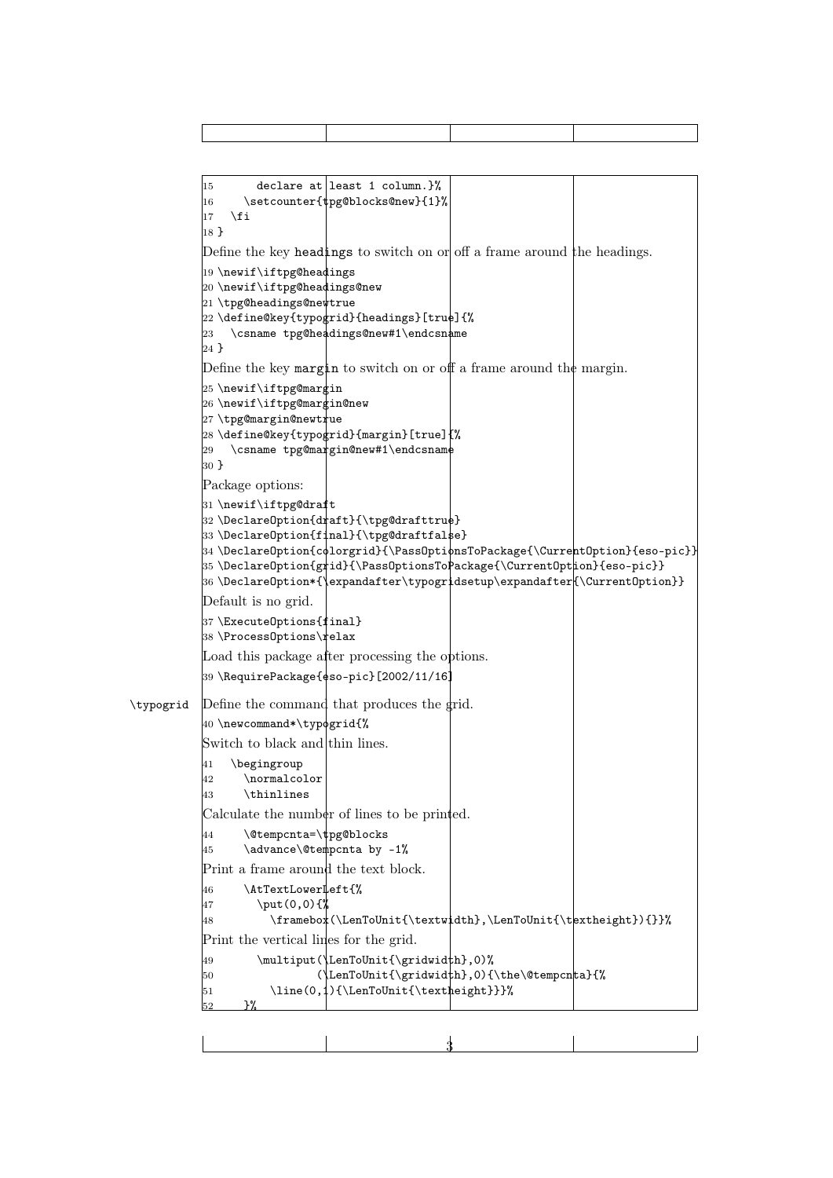```
15      declare at least 1 column.}%
16    \setcounter{tpg@blocks@new}{1}%
17  \fi
18 }
```

Define the key headings to switch on or off a frame around the headings.

```
19 \newif\iftpg@headings
20 \newif\iftpg@headings@new
21 \tpg@headings@newtrue
22 \define@key{typogrid}{headings}[true]{%
23   \csname tpg@headings@new#1\endcsname
24 }
```

Define the key margin to switch on or off a frame around the margin.

```
25 \newif\iftpg@margin
26 \newif\iftpg@margin@new
27 \tpg@margin@newtrue
28 \define@key{typogrid}{margin}[true]{%
29   \csname tpg@margin@new#1\endcsname
30 }
```

Package options:

```
31 \newif\iftpg@draft
32 \DeclareOption{draft}{\tpg@drafttrue}
33 \DeclareOption{final}{\tpg@draftfalse}
34 \DeclareOption{colorgrid}{\PassOptionsToPackage{\CurrentOption}{eso-pic}}
35 \DeclareOption{grid}{\PassOptionsToPackage{\CurrentOption}{eso-pic}}
36 \DeclareOption*{\expandafter\typogridsetup\expandafter{\CurrentOption}}
```

Default is no grid.

```
37 \ExecuteOptions{final}
38 \ProcessOptions\relax
```

Load this package after processing the options.

```
39 \RequirePackage{eso-pic}[2002/11/16]
```

`\typogrid` Define the command that produces the grid.

```
40 \newcommand*\typogrid{%
```

Switch to black and thin lines.

```
41   \begingroup
42     \normalcolor
43     \thinlines
```

Calculate the number of lines to be printed.

```
44     \@tempcnta=\tpg@blocks
45     \advance\@tempcnta by -1%
```

Print a frame around the text block.

```
46     \AtTextLowerLeft{%
47       \put(0,0){%
48         \framebox(\LenToUnit{\textwidth},\LenToUnit{\textheight}){}}%
```

Print the vertical lines for the grid.

```
49       \multiput(\LenToUnit{\gridwidth},0)%
50                (\LenToUnit{\gridwidth},0){\the\@tempcnta}{%
51         \line(0,1){\LenToUnit{\textheight}}}%
52     }%
```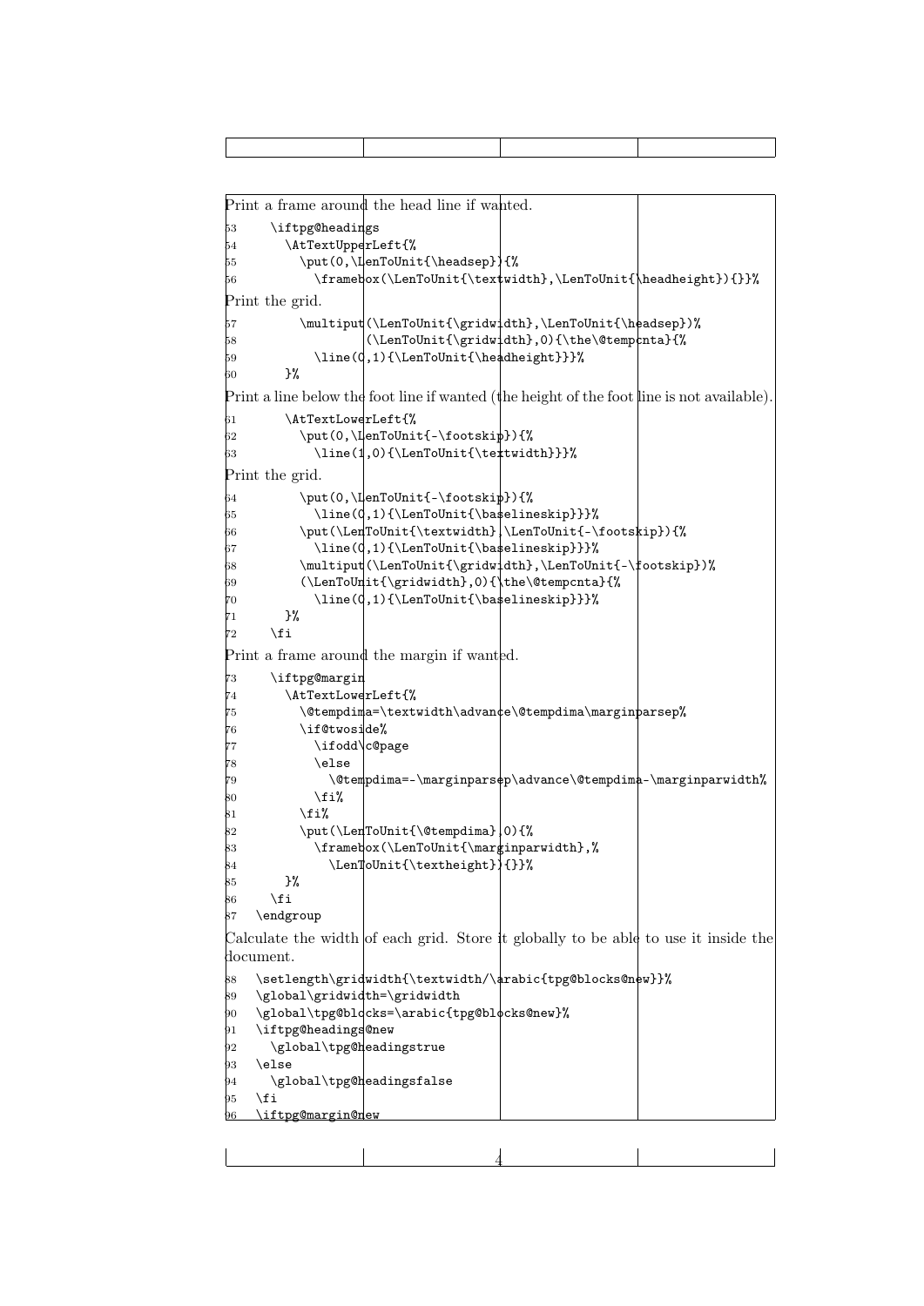Print a frame around the head line if wanted.

```
53      \iftpg@headings
54        \AtTextUpperLeft{%
55          \put(0,\LenToUnit{\headsep}){%
56            \framebox(\LenToUnit{\textwidth},\LenToUnit{\headheight}){}}%
```

Print the grid.

```
57          \multiput(\LenToUnit{\gridwidth},\LenToUnit{\headsep})%
58                   (\LenToUnit{\gridwidth},0){\the\@tempcnta}{%
59            \line(0,1){\LenToUnit{\headheight}}}%
60        }%
```

Print a line below the foot line if wanted (the height of the foot line is not available).

```
61        \AtTextLowerLeft{%
62          \put(0,\LenToUnit{-\footskip}){%
63            \line(1,0){\LenToUnit{\textwidth}}}%
```

Print the grid.

```
64          \put(0,\LenToUnit{-\footskip}){%
65            \line(0,1){\LenToUnit{\baselineskip}}}%
66          \put(\LenToUnit{\textwidth},\LenToUnit{-\footskip}){%
67            \line(0,1){\LenToUnit{\baselineskip}}}%
68          \multiput(\LenToUnit{\gridwidth},\LenToUnit{-\footskip})%
69          (\LenToUnit{\gridwidth},0){\the\@tempcnta}{%
70            \line(0,1){\LenToUnit{\baselineskip}}}%
71        }%
72      \fi
```

Print a frame around the margin if wanted.

```
73      \iftpg@margin
74        \AtTextLowerLeft{%
75          \@tempdima=\textwidth\advance\@tempdima\marginparsep%
76          \if@twoside%
77            \ifodd\c@page
78            \else
79              \@tempdima=-\marginparsep\advance\@tempdima-\marginparwidth%
80            \fi%
81          \fi%
82          \put(\LenToUnit{\@tempdima},0){%
83            \framebox(\LenToUnit{\marginparwidth},%
84              \LenToUnit{\textheight}){}}%
85        }%
86      \fi
87    \endgroup
```

Calculate the width of each grid. Store it globally to be able to use it inside the document.

```
88    \setlength\gridwidth{\textwidth/\arabic{tpg@blocks@new}}%
89    \global\gridwidth=\gridwidth
90    \global\tpg@blocks=\arabic{tpg@blocks@new}%
91    \iftpg@headings@new
92      \global\tpg@headingstrue
93    \else
94      \global\tpg@headingsfalse
95    \fi
96    \iftpg@margin@new
```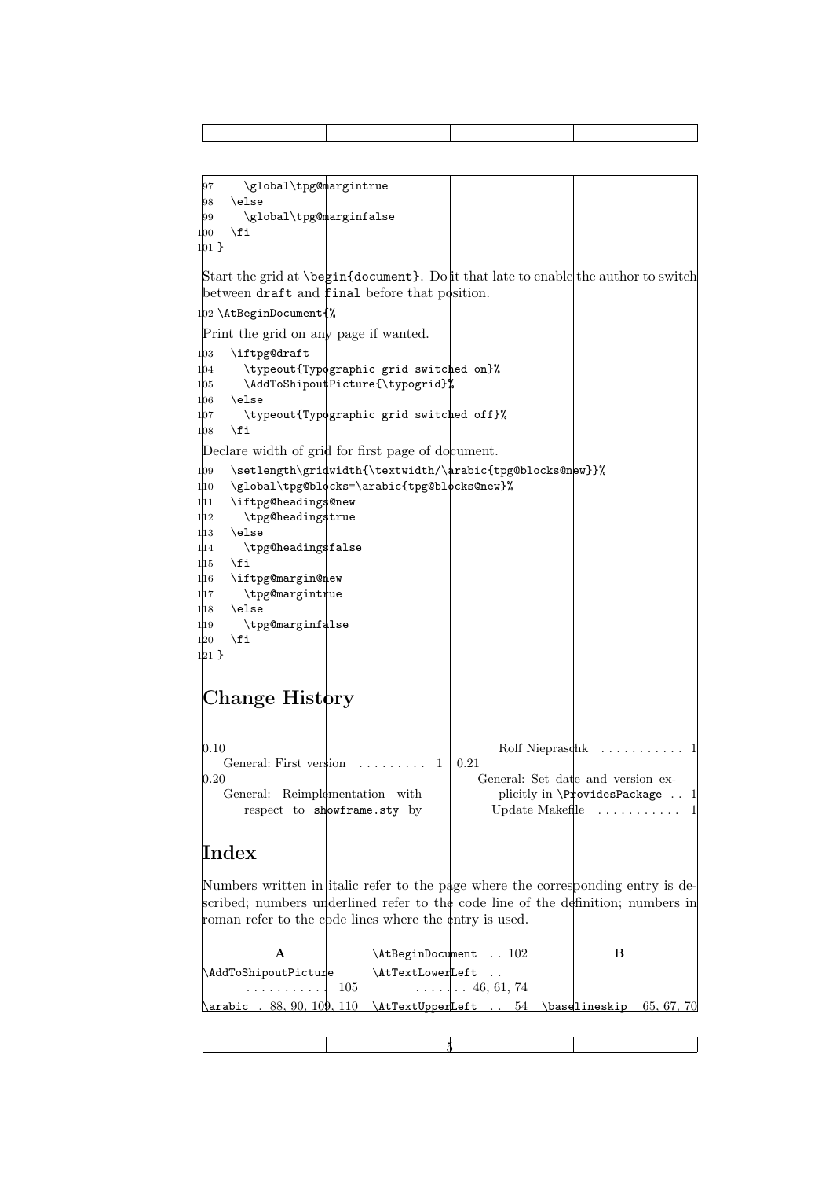```
97      \global\tpg@margintrue
98    \else
99      \global\tpg@marginfalse
100   \fi
101 }
```

Start the grid at `\begin{document}`. Do it that late to enable the author to switch between `draft` and `final` before that position.

```
102 \AtBeginDocument{%
```

Print the grid on any page if wanted.

```
103   \iftpg@draft
104     \typeout{Typographic grid switched on}%
105     \AddToShipoutPicture{\typogrid}%
106   \else
107     \typeout{Typographic grid switched off}%
108   \fi
```

Declare width of grid for first page of document.

```
109   \setlength\gridwidth{\textwidth/\arabic{tpg@blocks@new}}%
110   \global\tpg@blocks=\arabic{tpg@blocks@new}%
111   \iftpg@headings@new
112     \tpg@headingstrue
113   \else
114     \tpg@headingsfalse
115   \fi
116   \iftpg@margin@new
117     \tpg@margintrue
118   \else
119     \tpg@marginfalse
120   \fi
121 }
```

# Change History

0.10
- General: First version . . . . . . . . . 1

0.20
- General: Reimplementation with respect to `showframe.sty` by Rolf Niepraschk . . . . . . . . . . . 1

0.21
- General: Set date and version explicitly in `\ProvidesPackage` . . 1
- Update Makefile . . . . . . . . . . . 1

# Index

Numbers written in italic refer to the page where the corresponding entry is described; numbers underlined refer to the code line of the definition; numbers in roman refer to the code lines where the entry is used.

**A**

`\AddToShipoutPicture` . . . . . . . . . . 105
`\arabic` . 88, 90, 109, 110
`\AtBeginDocument` . . 102
`\AtTextLowerLeft` . . . . . . . . 46, 61, 74
`\AtTextUpperLeft` . . 54

**B**

`\baselineskip` 65, 67, 70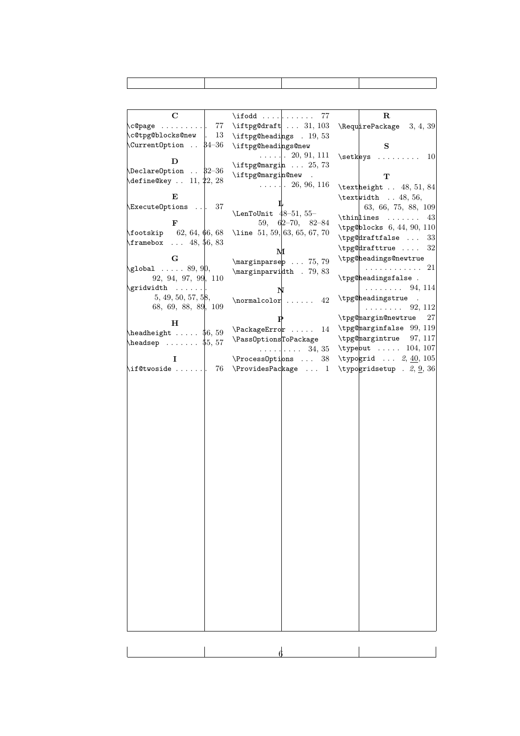**C**

\c@page . . . . . . . . . 77
\c@tpg@blocks@new . 13
\CurrentOption . . 34–36

**D**

\DeclareOption . . 32–36
\define@key . . 11, 22, 28

**E**

\ExecuteOptions . . . 37

**F**

\footskip 62, 64, 66, 68
\framebox . . . 48, 56, 83

**G**

\global . . . . . 89, 90, 92, 94, 97, 99, 110
\gridwidth . . . . . . . 5, 49, 50, 57, 58, 68, 69, 88, 89, 109

**H**

\headheight . . . . . 56, 59
\headsep . . . . . . . 55, 57

**I**

\if@twoside . . . . . . . 76
\ifodd . . . . . . . . . . . 77
\iftpg@draft . . . 31, 103
\iftpg@headings . 19, 53
\iftpg@headings@new . . . . . . 20, 91, 111
\iftpg@margin . . . 25, 73
\iftpg@margin@new . . . . . . . 26, 96, 116

**L**

\LenToUnit 48–51, 55–59, 62–70, 82–84
\line 51, 59, 63, 65, 67, 70

**M**

\marginparsep . . . 75, 79
\marginparwidth . 79, 83

**N**

\normalcolor . . . . . . 42

**P**

\PackageError . . . . . 14
\PassOptionsToPackage . . . . . . . . . 34, 35
\ProcessOptions . . . 38
\ProvidesPackage . . . 1

**R**

\RequirePackage 3, 4, 39

**S**

\setkeys . . . . . . . . . 10

**T**

\textheight . . 48, 51, 84
\textwidth . . 48, 56, 63, 66, 75, 88, 109
\thinlines . . . . . . . 43
\tpg@blocks 6, 44, 90, 110
\tpg@draftfalse . . . 33
\tpg@drafttrue . . . . 32
\tpg@headings@newtrue . . . . . . . . . . . . 21
\tpg@headingsfalse . . . . . . . . . 94, 114
\tpg@headingstrue . . . . . . . . . 92, 112
\tpg@margin@newtrue 27
\tpg@marginfalse 99, 119
\tpg@margintrue 97, 117
\typeout . . . . . 104, 107
\typogrid . . . *2*, <u>40</u>, 105
\typogridsetup . *2*, <u>9</u>, 36